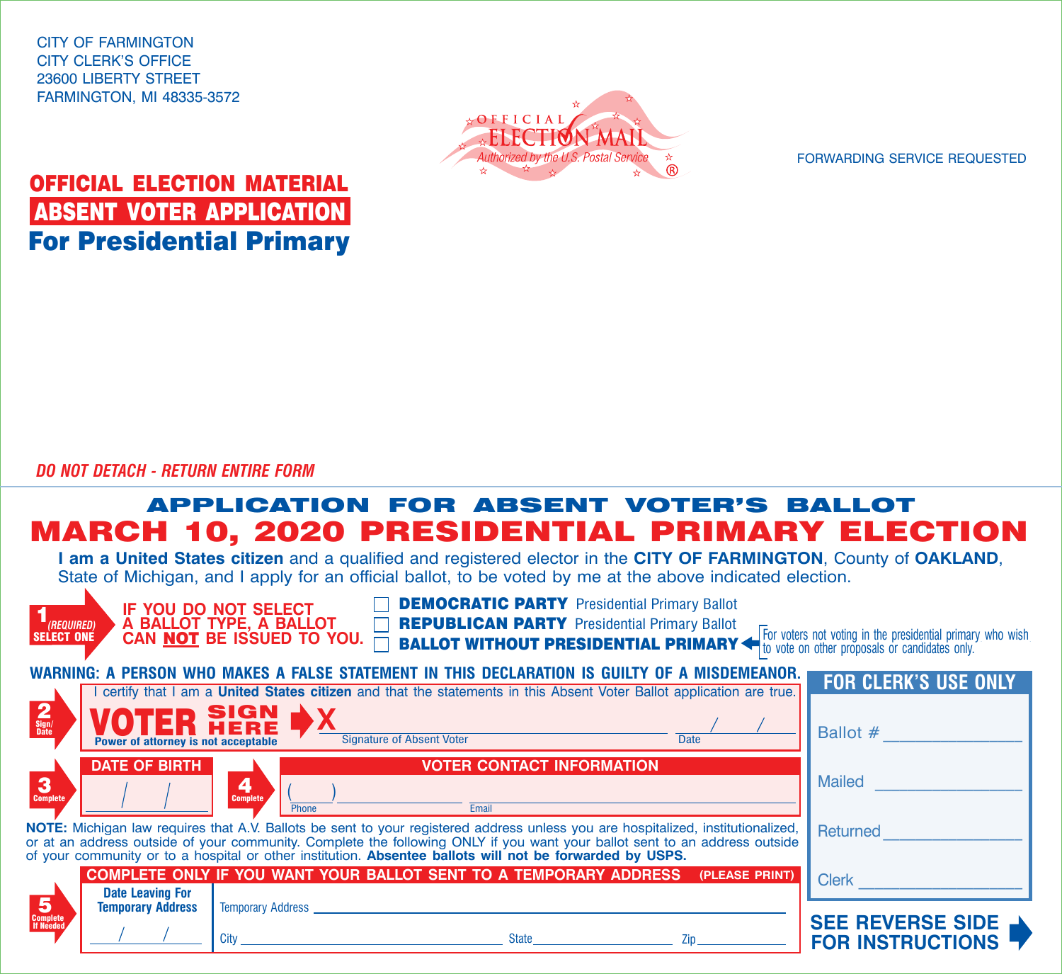CITY OF FARMINGTON
CITY CLERK'S OFFICE
23600 LIBERTY STREET
FARMINGTON, MI 48335-3572

OFFICIAL ELECTION MAIL
Authorized by the U.S. Postal Service ®

FORWARDING SERVICE REQUESTED

**OFFICIAL ELECTION MATERIAL**
**ABSENT VOTER APPLICATION**
**For Presidential Primary**

*DO NOT DETACH - RETURN ENTIRE FORM*

# APPLICATION FOR ABSENT VOTER'S BALLOT

# MARCH 10, 2020 PRESIDENTIAL PRIMARY ELECTION

**I am a United States citizen** and a qualified and registered elector in the **CITY OF FARMINGTON**, County of **OAKLAND**, State of Michigan, and I apply for an official ballot, to be voted by me at the above indicated election.

**1** *(REQUIRED)* **SELECT ONE**

**IF YOU DO NOT SELECT A BALLOT TYPE, A BALLOT CAN NOT BE ISSUED TO YOU.**

- ☐ **DEMOCRATIC PARTY** Presidential Primary Ballot
- ☐ **REPUBLICAN PARTY** Presidential Primary Ballot
- ☐ **BALLOT WITHOUT PRESIDENTIAL PRIMARY** ← For voters not voting in the presidential primary who wish to vote on other proposals or candidates only.

**WARNING: A PERSON WHO MAKES A FALSE STATEMENT IN THIS DECLARATION IS GUILTY OF A MISDEMEANOR.**

**2** Sign/Date

I certify that I am a **United States citizen** and that the statements in this Absent Voter Ballot application are true.

**VOTER SIGN HERE** ➜ X ______________________________ ____/____/____

Power of attorney is not acceptable — Signature of Absent Voter — Date

**3** Complete

**DATE OF BIRTH** ____/____/____

**4** Complete

**VOTER CONTACT INFORMATION**

( ____ ) ______________ Phone ______________________________ Email

**NOTE:** Michigan law requires that A.V. Ballots be sent to your registered address unless you are hospitalized, institutionalized, or at an address outside of your community. Complete the following ONLY if you want your ballot sent to an address outside of your community or to a hospital or other institution. **Absentee ballots will not be forwarded by USPS.**

**5** Complete If Needed

**COMPLETE ONLY IF YOU WANT YOUR BALLOT SENT TO A TEMPORARY ADDRESS (PLEASE PRINT)**

**Date Leaving For Temporary Address** ____/____/____

Temporary Address ______________________________

City ______________________ State ______________ Zip ____________

**FOR CLERK'S USE ONLY**

Ballot # ______________

Mailed ______________

Returned ______________

Clerk ______________

**SEE REVERSE SIDE FOR INSTRUCTIONS** ➜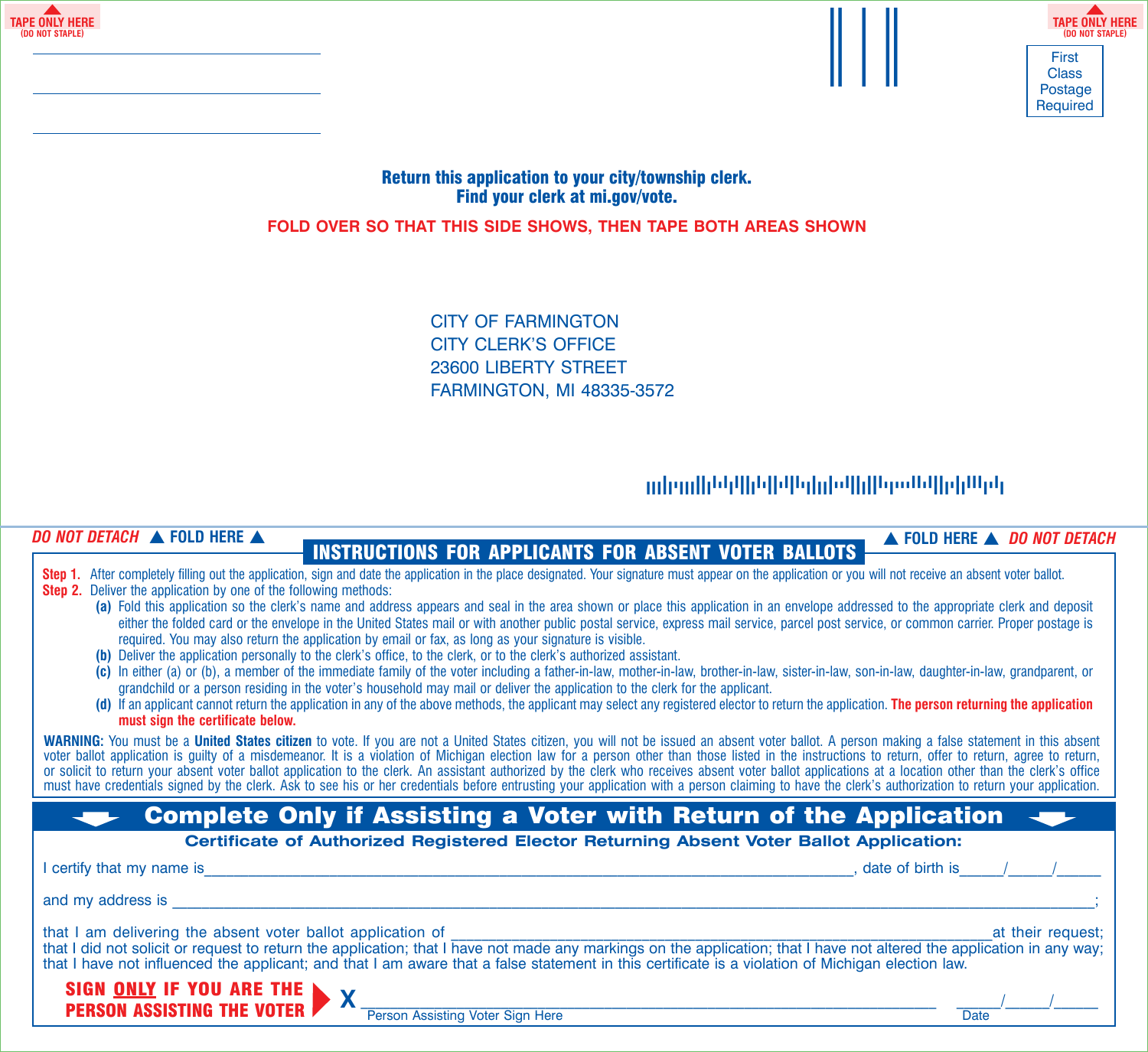TAPE ONLY HERE
(DO NOT STAPLE)

TAPE ONLY HERE
(DO NOT STAPLE)

First Class Postage Required

**Return this application to your city/township clerk.**
**Find your clerk at mi.gov/vote.**

**FOLD OVER SO THAT THIS SIDE SHOWS, THEN TAPE BOTH AREAS SHOWN**

CITY OF FARMINGTON
CITY CLERK'S OFFICE
23600 LIBERTY STREET
FARMINGTON, MI 48335-3572

***DO NOT DETACH*** ▲ **FOLD HERE** ▲ ▲ **FOLD HERE** ▲ ***DO NOT DETACH***

## INSTRUCTIONS FOR APPLICANTS FOR ABSENT VOTER BALLOTS

**Step 1.** After completely filling out the application, sign and date the application in the place designated. Your signature must appear on the application or you will not receive an absent voter ballot.

**Step 2.** Deliver the application by one of the following methods:

- **(a)** Fold this application so the clerk's name and address appears and seal in the area shown or place this application in an envelope addressed to the appropriate clerk and deposit either the folded card or the envelope in the United States mail or with another public postal service, express mail service, parcel post service, or common carrier. Proper postage is required. You may also return the application by email or fax, as long as your signature is visible.
- **(b)** Deliver the application personally to the clerk's office, to the clerk, or to the clerk's authorized assistant.
- **(c)** In either (a) or (b), a member of the immediate family of the voter including a father-in-law, mother-in-law, brother-in-law, sister-in-law, son-in-law, daughter-in-law, grandparent, or grandchild or a person residing in the voter's household may mail or deliver the application to the clerk for the applicant.
- **(d)** If an applicant cannot return the application in any of the above methods, the applicant may select any registered elector to return the application. **The person returning the application must sign the certificate below.**

**WARNING:** You must be a **United States citizen** to vote. If you are not a United States citizen, you will not be issued an absent voter ballot. A person making a false statement in this absent voter ballot application is guilty of a misdemeanor. It is a violation of Michigan election law for a person other than those listed in the instructions to return, offer to return, agree to return, or solicit to return your absent voter ballot application to the clerk. An assistant authorized by the clerk who receives absent voter ballot applications at a location other than the clerk's office must have credentials signed by the clerk. Ask to see his or her credentials before entrusting your application with a person claiming to have the clerk's authorization to return your application.

## Complete Only if Assisting a Voter with Return of the Application

**Certificate of Authorized Registered Elector Returning Absent Voter Ballot Application:**

I certify that my name is\_\_\_\_\_\_\_\_\_\_\_\_\_\_\_\_\_\_\_\_\_\_\_\_\_\_\_\_\_\_\_\_\_\_\_\_\_\_\_\_\_\_\_\_\_\_\_\_\_\_, date of birth is\_\_\_\_\_/\_\_\_\_\_/\_\_\_\_\_

and my address is \_\_\_\_\_\_\_\_\_\_\_\_\_\_\_\_\_\_\_\_\_\_\_\_\_\_\_\_\_\_\_\_\_\_\_\_\_\_\_\_\_\_\_\_\_\_\_\_\_\_\_\_\_\_\_\_\_\_\_\_;

that I am delivering the absent voter ballot application of \_\_\_\_\_\_\_\_\_\_\_\_\_\_\_\_\_\_\_\_\_\_\_\_\_\_\_\_\_\_\_\_\_\_\_\_\_\_at their request; that I did not solicit or request to return the application; that I have not made any markings on the application; that I have not altered the application in any way; that I have not influenced the applicant; and that I am aware that a false statement in this certificate is a violation of Michigan election law.

**SIGN ONLY IF YOU ARE THE PERSON ASSISTING THE VOTER** ▶ **X** \_\_\_\_\_\_\_\_\_\_\_\_\_\_\_\_\_\_\_\_\_\_\_\_\_\_\_\_\_\_\_\_\_\_\_\_\_\_\_\_ \_\_\_\_\_/\_\_\_\_\_/\_\_\_\_\_

Person Assisting Voter Sign Here — Date